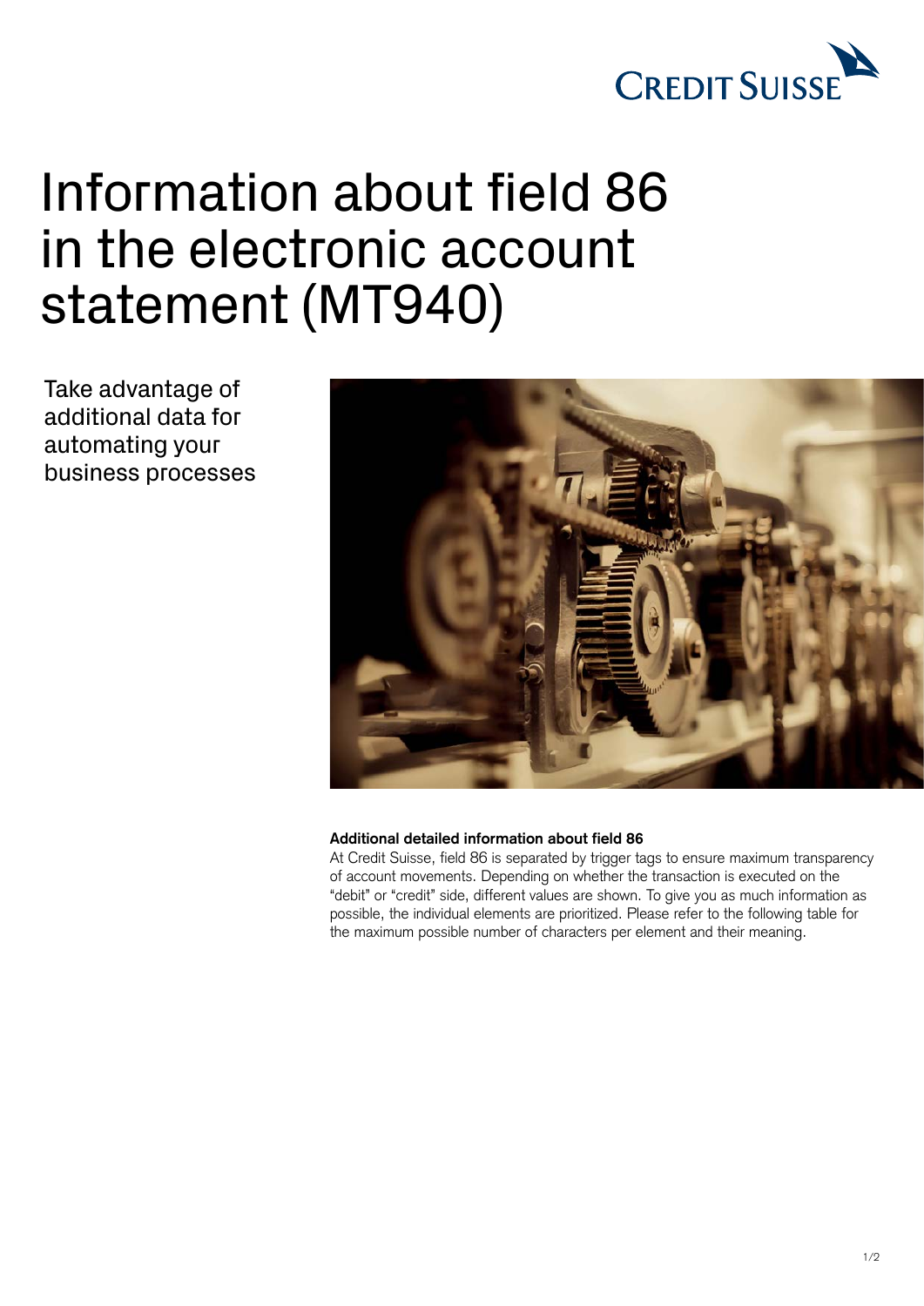# Information about field 86 in the electronic account statement (MT940)

Take advantage of additional data for automating your business processes

**Additional detailed information about field 86**

At Credit Suisse, field 86 is separated by trigger tags to ensure maximum transparency of account movements. Depending on whether the transaction is executed on the "debit" or "credit" side, different values are shown. To give you as much information as possible, the individual elements are prioritized. Please refer to the following table for the maximum possible number of characters per element and their meaning.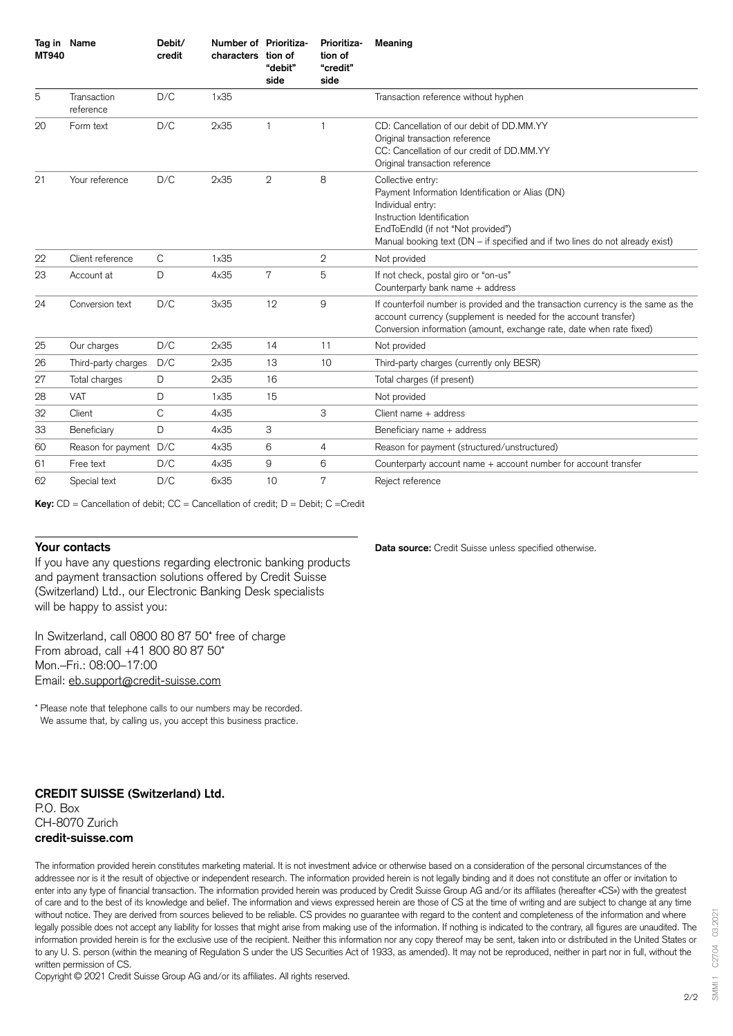| Tag in MT940 | Name | Debit/ credit | Number of characters | Prioritization of "debit" side | Prioritization of "credit" side | Meaning |
|---|---|---|---|---|---|---|
| 5 | Transaction reference | D/C | 1x35 | | | Transaction reference without hyphen |
| 20 | Form text | D/C | 2x35 | 1 | 1 | CD: Cancellation of our debit of DD.MM.YY<br>Original transaction reference<br>CC: Cancellation of our credit of DD.MM.YY<br>Original transaction reference |
| 21 | Your reference | D/C | 2x35 | 2 | 8 | Collective entry:<br>Payment Information Identification or Alias (DN)<br>Individual entry:<br>Instruction Identification<br>EndToEndId (if not "Not provided")<br>Manual booking text (DN – if specified and if two lines do not already exist) |
| 22 | Client reference | C | 1x35 | | 2 | Not provided |
| 23 | Account at | D | 4x35 | 7 | 5 | If not check, postal giro or "on-us"<br>Counterparty bank name + address |
| 24 | Conversion text | D/C | 3x35 | 12 | 9 | If counterfoil number is provided and the transaction currency is the same as the account currency (supplement is needed for the account transfer)<br>Conversion information (amount, exchange rate, date when rate fixed) |
| 25 | Our charges | D/C | 2x35 | 14 | 11 | Not provided |
| 26 | Third-party charges | D/C | 2x35 | 13 | 10 | Third-party charges (currently only BESR) |
| 27 | Total charges | D | 2x35 | 16 | | Total charges (if present) |
| 28 | VAT | D | 1x35 | 15 | | Not provided |
| 32 | Client | C | 4x35 | | 3 | Client name + address |
| 33 | Beneficiary | D | 4x35 | 3 | | Beneficiary name + address |
| 60 | Reason for payment | D/C | 4x35 | 6 | 4 | Reason for payment (structured/unstructured) |
| 61 | Free text | D/C | 4x35 | 9 | 6 | Counterparty account name + account number for account transfer |
| 62 | Special text | D/C | 6x35 | 10 | 7 | Reject reference |

**Key:** CD = Cancellation of debit; CC = Cancellation of credit; D = Debit; C =Credit

## Your contacts

If you have any questions regarding electronic banking products and payment transaction solutions offered by Credit Suisse (Switzerland) Ltd., our Electronic Banking Desk specialists will be happy to assist you:

In Switzerland, call 0800 80 87 50* free of charge
From abroad, call +41 800 80 87 50*
Mon.–Fri.: 08:00–17:00
Email: eb.support@credit-suisse.com

* Please note that telephone calls to our numbers may be recorded. We assume that, by calling us, you accept this business practice.

**Data source:** Credit Suisse unless specified otherwise.

**CREDIT SUISSE (Switzerland) Ltd.**
P.O. Box
CH-8070 Zurich
**credit-suisse.com**

The information provided herein constitutes marketing material. It is not investment advice or otherwise based on a consideration of the personal circumstances of the addressee nor is it the result of objective or independent research. The information provided herein is not legally binding and it does not constitute an offer or invitation to enter into any type of financial transaction. The information provided herein was produced by Credit Suisse Group AG and/or its affiliates (hereafter «CS») with the greatest of care and to the best of its knowledge and belief. The information and views expressed herein are those of CS at the time of writing and are subject to change at any time without notice. They are derived from sources believed to be reliable. CS provides no guarantee with regard to the content and completeness of the information and where legally possible does not accept any liability for losses that might arise from making use of the information. If nothing is indicated to the contrary, all figures are unaudited. The information provided herein is for the exclusive use of the recipient. Neither this information nor any copy thereof may be sent, taken into or distributed in the United States or to any U. S. person (within the meaning of Regulation S under the US Securities Act of 1933, as amended). It may not be reproduced, neither in part nor in full, without the written permission of CS.
Copyright © 2021 Credit Suisse Group AG and/or its affiliates. All rights reserved.

SMM1 C2704 03.2021